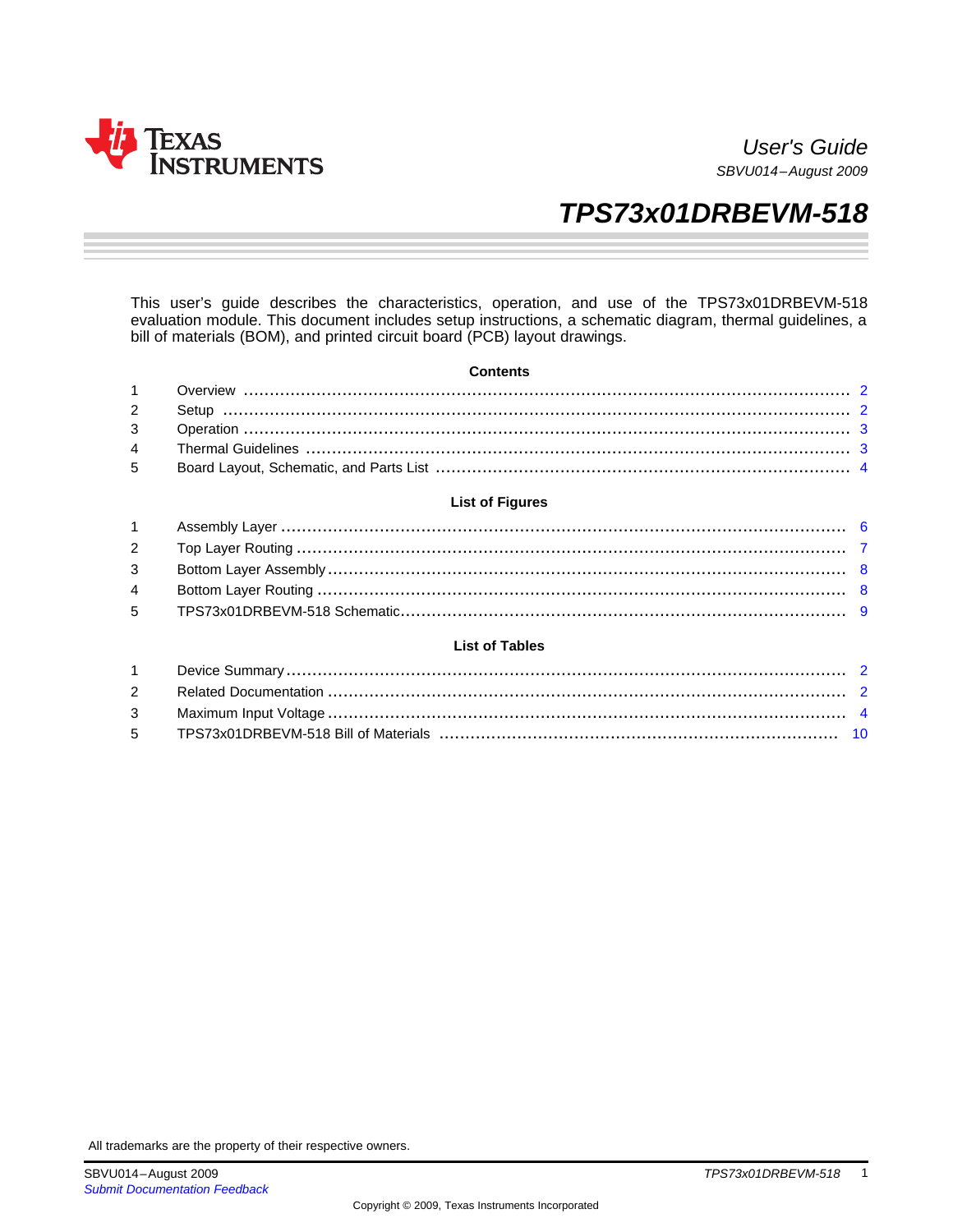User's Guide

SBVU014–August 2009

# TPS73x01DRBEVM-518

This user's guide describes the characteristics, operation, and use of the TPS73x01DRBEVM-518 evaluation module. This document includes setup instructions, a schematic diagram, thermal guidelines, a bill of materials (BOM), and printed circuit board (PCB) layout drawings.

**Contents**

| | | |
|---|---|---|
| 1 | Overview | 2 |
| 2 | Setup | 2 |
| 3 | Operation | 3 |
| 4 | Thermal Guidelines | 3 |
| 5 | Board Layout, Schematic, and Parts List | 4 |

**List of Figures**

| | | |
|---|---|---|
| 1 | Assembly Layer | 6 |
| 2 | Top Layer Routing | 7 |
| 3 | Bottom Layer Assembly | 8 |
| 4 | Bottom Layer Routing | 8 |
| 5 | TPS73x01DRBEVM-518 Schematic | 9 |

**List of Tables**

| | | |
|---|---|---|
| 1 | Device Summary | 2 |
| 2 | Related Documentation | 2 |
| 3 | Maximum Input Voltage | 4 |
| 5 | TPS73x01DRBEVM-518 Bill of Materials | 10 |

All trademarks are the property of their respective owners.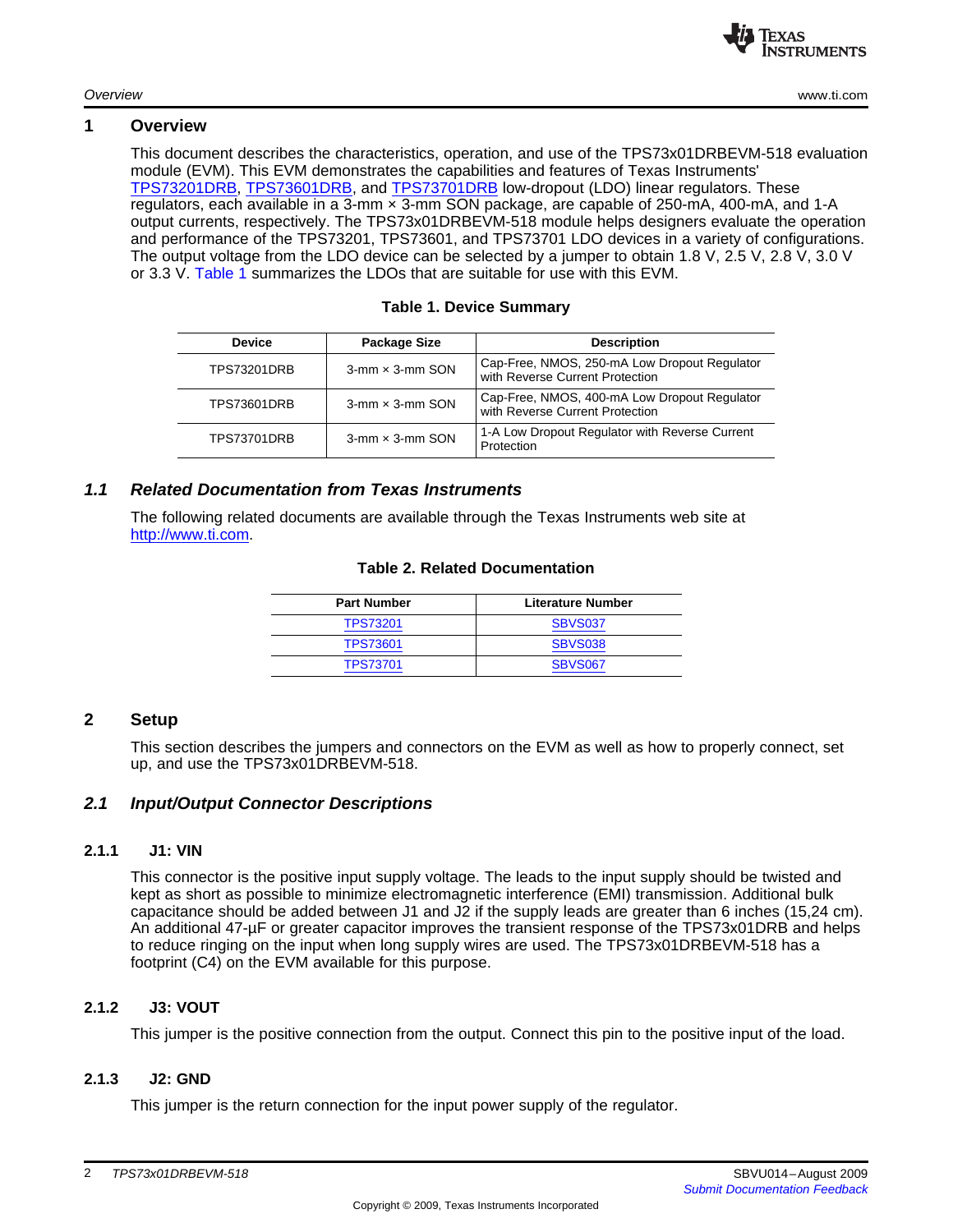# 1 Overview

This document describes the characteristics, operation, and use of the TPS73x01DRBEVM-518 evaluation module (EVM). This EVM demonstrates the capabilities and features of Texas Instruments' TPS73201DRB, TPS73601DRB, and TPS73701DRB low-dropout (LDO) linear regulators. These regulators, each available in a 3-mm × 3-mm SON package, are capable of 250-mA, 400-mA, and 1-A output currents, respectively. The TPS73x01DRBEVM-518 module helps designers evaluate the operation and performance of the TPS73201, TPS73601, and TPS73701 LDO devices in a variety of configurations. The output voltage from the LDO device can be selected by a jumper to obtain 1.8 V, 2.5 V, 2.8 V, 3.0 V or 3.3 V. Table 1 summarizes the LDOs that are suitable for use with this EVM.

**Table 1. Device Summary**

| Device | Package Size | Description |
|---|---|---|
| TPS73201DRB | 3-mm × 3-mm SON | Cap-Free, NMOS, 250-mA Low Dropout Regulator with Reverse Current Protection |
| TPS73601DRB | 3-mm × 3-mm SON | Cap-Free, NMOS, 400-mA Low Dropout Regulator with Reverse Current Protection |
| TPS73701DRB | 3-mm × 3-mm SON | 1-A Low Dropout Regulator with Reverse Current Protection |

## 1.1 Related Documentation from Texas Instruments

The following related documents are available through the Texas Instruments web site at http://www.ti.com.

**Table 2. Related Documentation**

| Part Number | Literature Number |
|---|---|
| TPS73201 | SBVS037 |
| TPS73601 | SBVS038 |
| TPS73701 | SBVS067 |

# 2 Setup

This section describes the jumpers and connectors on the EVM as well as how to properly connect, set up, and use the TPS73x01DRBEVM-518.

## 2.1 Input/Output Connector Descriptions

### 2.1.1 J1: VIN

This connector is the positive input supply voltage. The leads to the input supply should be twisted and kept as short as possible to minimize electromagnetic interference (EMI) transmission. Additional bulk capacitance should be added between J1 and J2 if the supply leads are greater than 6 inches (15,24 cm). An additional 47-µF or greater capacitor improves the transient response of the TPS73x01DRB and helps to reduce ringing on the input when long supply wires are used. The TPS73x01DRBEVM-518 has a footprint (C4) on the EVM available for this purpose.

### 2.1.2 J3: VOUT

This jumper is the positive connection from the output. Connect this pin to the positive input of the load.

### 2.1.3 J2: GND

This jumper is the return connection for the input power supply of the regulator.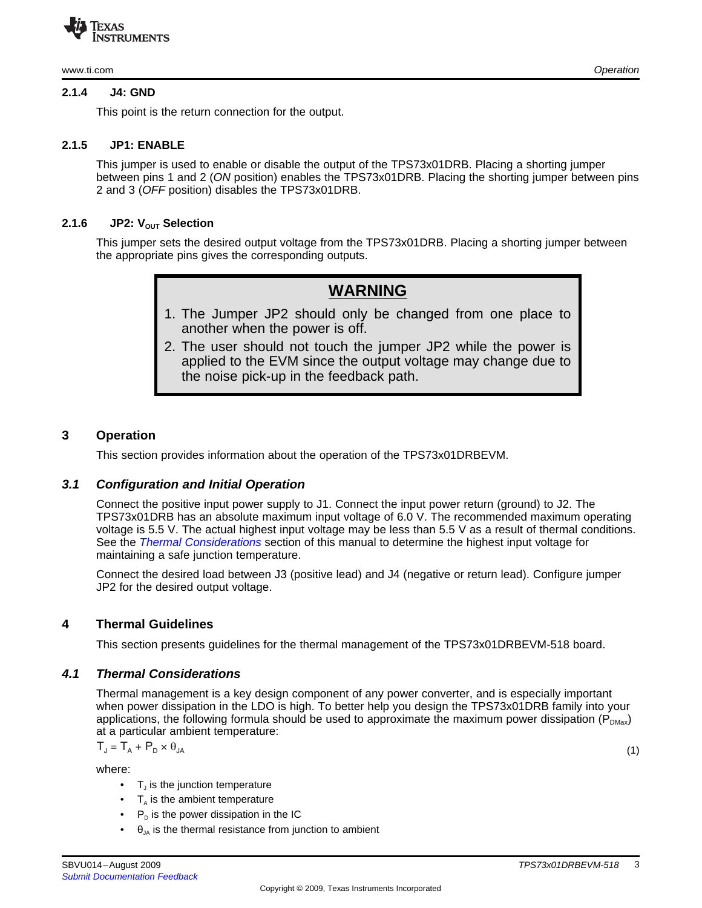#### 2.1.4 J4: GND

This point is the return connection for the output.

#### 2.1.5 JP1: ENABLE

This jumper is used to enable or disable the output of the TPS73x01DRB. Placing a shorting jumper between pins 1 and 2 (*ON* position) enables the TPS73x01DRB. Placing the shorting jumper between pins 2 and 3 (*OFF* position) disables the TPS73x01DRB.

#### 2.1.6 JP2: $V_{OUT}$ Selection

This jumper sets the desired output voltage from the TPS73x01DRB. Placing a shorting jumper between the appropriate pins gives the corresponding outputs.

> **WARNING**
>
> 1. The Jumper JP2 should only be changed from one place to another when the power is off.
> 2. The user should not touch the jumper JP2 while the power is applied to the EVM since the output voltage may change due to the noise pick-up in the feedback path.

## 3 Operation

This section provides information about the operation of the TPS73x01DRBEVM.

### *3.1 Configuration and Initial Operation*

Connect the positive input power supply to J1. Connect the input power return (ground) to J2. The TPS73x01DRB has an absolute maximum input voltage of 6.0 V. The recommended maximum operating voltage is 5.5 V. The actual highest input voltage may be less than 5.5 V as a result of thermal conditions. See the *Thermal Considerations* section of this manual to determine the highest input voltage for maintaining a safe junction temperature.

Connect the desired load between J3 (positive lead) and J4 (negative or return lead). Configure jumper JP2 for the desired output voltage.

## 4 Thermal Guidelines

This section presents guidelines for the thermal management of the TPS73x01DRBEVM-518 board.

### *4.1 Thermal Considerations*

Thermal management is a key design component of any power converter, and is especially important when power dissipation in the LDO is high. To better help you design the TPS73x01DRB family into your applications, the following formula should be used to approximate the maximum power dissipation ($P_{DMax}$) at a particular ambient temperature:

$$T_J = T_A + P_D \times \theta_{JA} \tag{1}$$

where:

- $T_J$ is the junction temperature
- $T_A$ is the ambient temperature
- $P_D$ is the power dissipation in the IC
- $\theta_{JA}$ is the thermal resistance from junction to ambient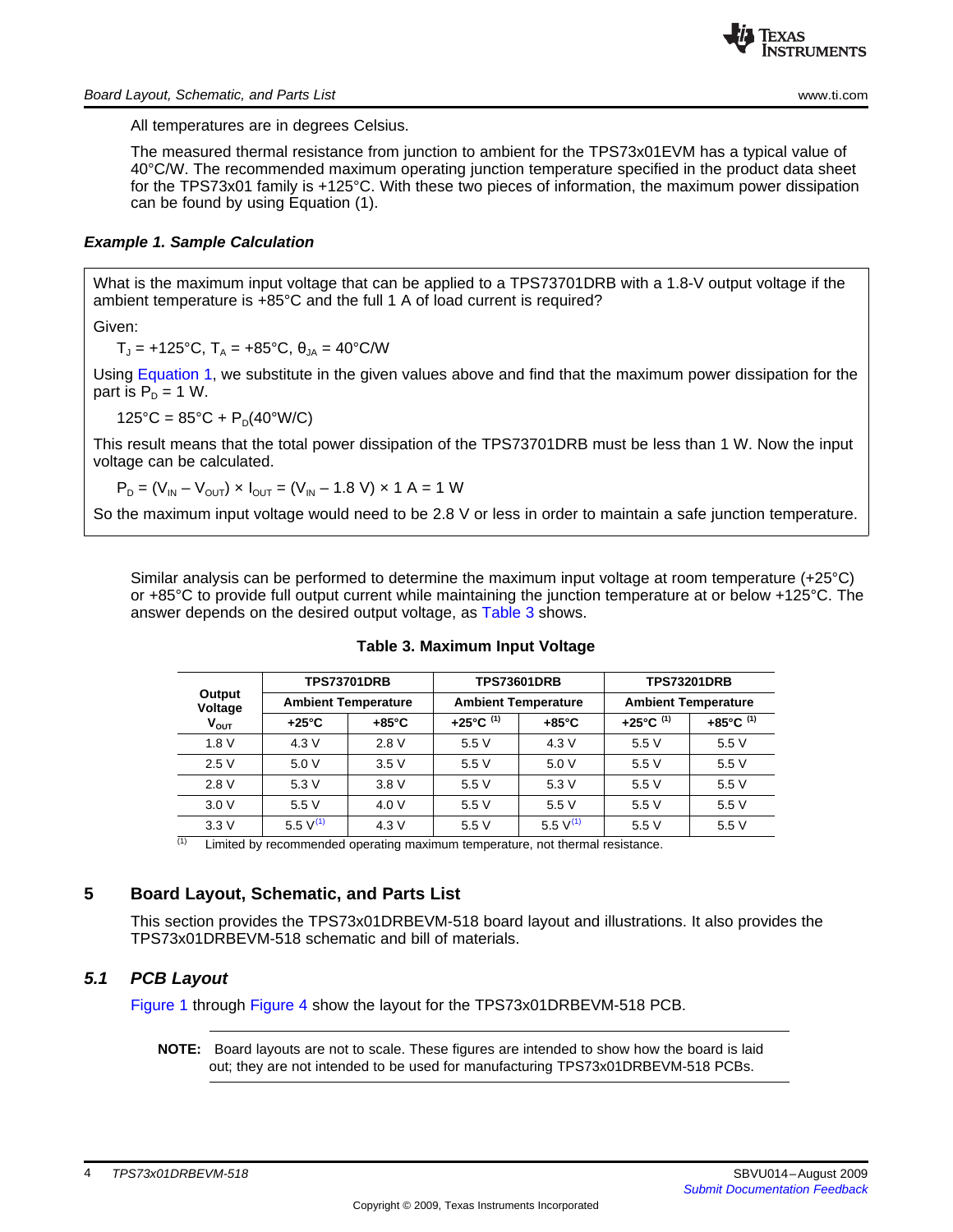All temperatures are in degrees Celsius.

The measured thermal resistance from junction to ambient for the TPS73x01EVM has a typical value of 40°C/W. The recommended maximum operating junction temperature specified in the product data sheet for the TPS73x01 family is +125°C. With these two pieces of information, the maximum power dissipation can be found by using Equation (1).

***Example 1. Sample Calculation***

What is the maximum input voltage that can be applied to a TPS73701DRB with a 1.8-V output voltage if the ambient temperature is +85°C and the full 1 A of load current is required?

Given:

$T_J$ = +125°C, $T_A$ = +85°C, $\theta_{JA}$ = 40°C/W

Using Equation 1, we substitute in the given values above and find that the maximum power dissipation for the part is $P_D$ = 1 W.

$$125°C = 85°C + P_D(40°W/C)$$

This result means that the total power dissipation of the TPS73701DRB must be less than 1 W. Now the input voltage can be calculated.

$$P_D = (V_{IN} – V_{OUT}) \times I_{OUT} = (V_{IN} – 1.8\ V) \times 1\ A = 1\ W$$

So the maximum input voltage would need to be 2.8 V or less in order to maintain a safe junction temperature.

Similar analysis can be performed to determine the maximum input voltage at room temperature (+25°C) or +85°C to provide full output current while maintaining the junction temperature at or below +125°C. The answer depends on the desired output voltage, as Table 3 shows.

**Table 3. Maximum Input Voltage**

| Output Voltage $V_{OUT}$ | TPS73701DRB | | TPS73601DRB | | TPS73201DRB | |
|---|---|---|---|---|---|---|
| | Ambient Temperature | | Ambient Temperature | | Ambient Temperature | |
| | +25°C | +85°C | +25°C [(1)] | +85°C | +25°C [(1)] | +85°C [(1)] |
| 1.8 V | 4.3 V | 2.8 V | 5.5 V | 4.3 V | 5.5 V | 5.5 V |
| 2.5 V | 5.0 V | 3.5 V | 5.5 V | 5.0 V | 5.5 V | 5.5 V |
| 2.8 V | 5.3 V | 3.8 V | 5.5 V | 5.3 V | 5.5 V | 5.5 V |
| 3.0 V | 5.5 V | 4.0 V | 5.5 V | 5.5 V | 5.5 V | 5.5 V |
| 3.3 V | 5.5 V [(1)] | 4.3 V | 5.5 V | 5.5 V [(1)] | 5.5 V | 5.5 V |

(1) Limited by recommended operating maximum temperature, not thermal resistance.

## 5 Board Layout, Schematic, and Parts List

This section provides the TPS73x01DRBEVM-518 board layout and illustrations. It also provides the TPS73x01DRBEVM-518 schematic and bill of materials.

### *5.1 PCB Layout*

Figure 1 through Figure 4 show the layout for the TPS73x01DRBEVM-518 PCB.

**NOTE:** Board layouts are not to scale. These figures are intended to show how the board is laid out; they are not intended to be used for manufacturing TPS73x01DRBEVM-518 PCBs.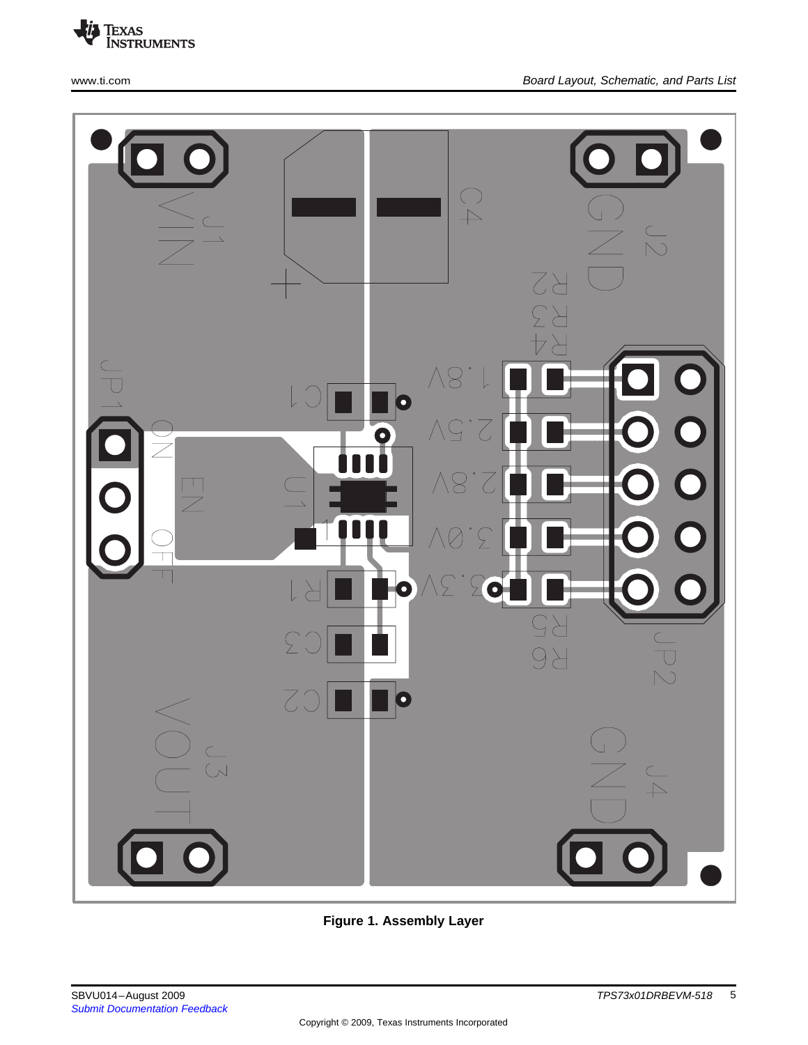Figure 1. Assembly Layer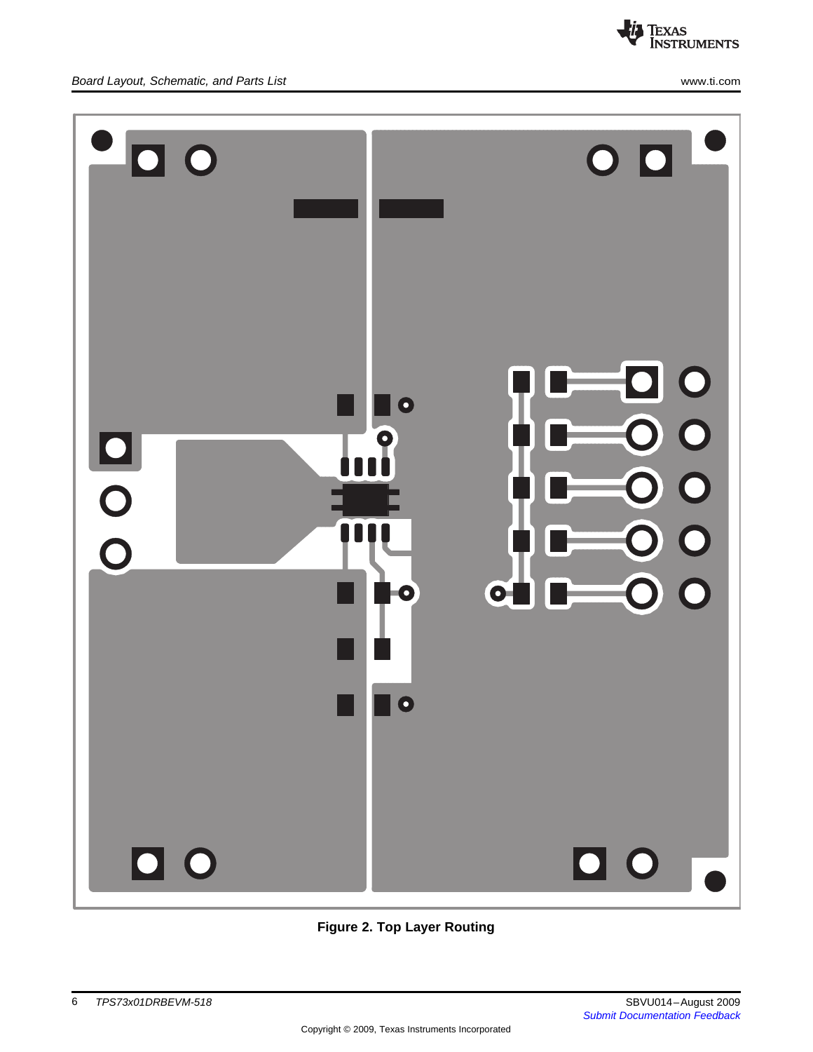**Figure 2. Top Layer Routing**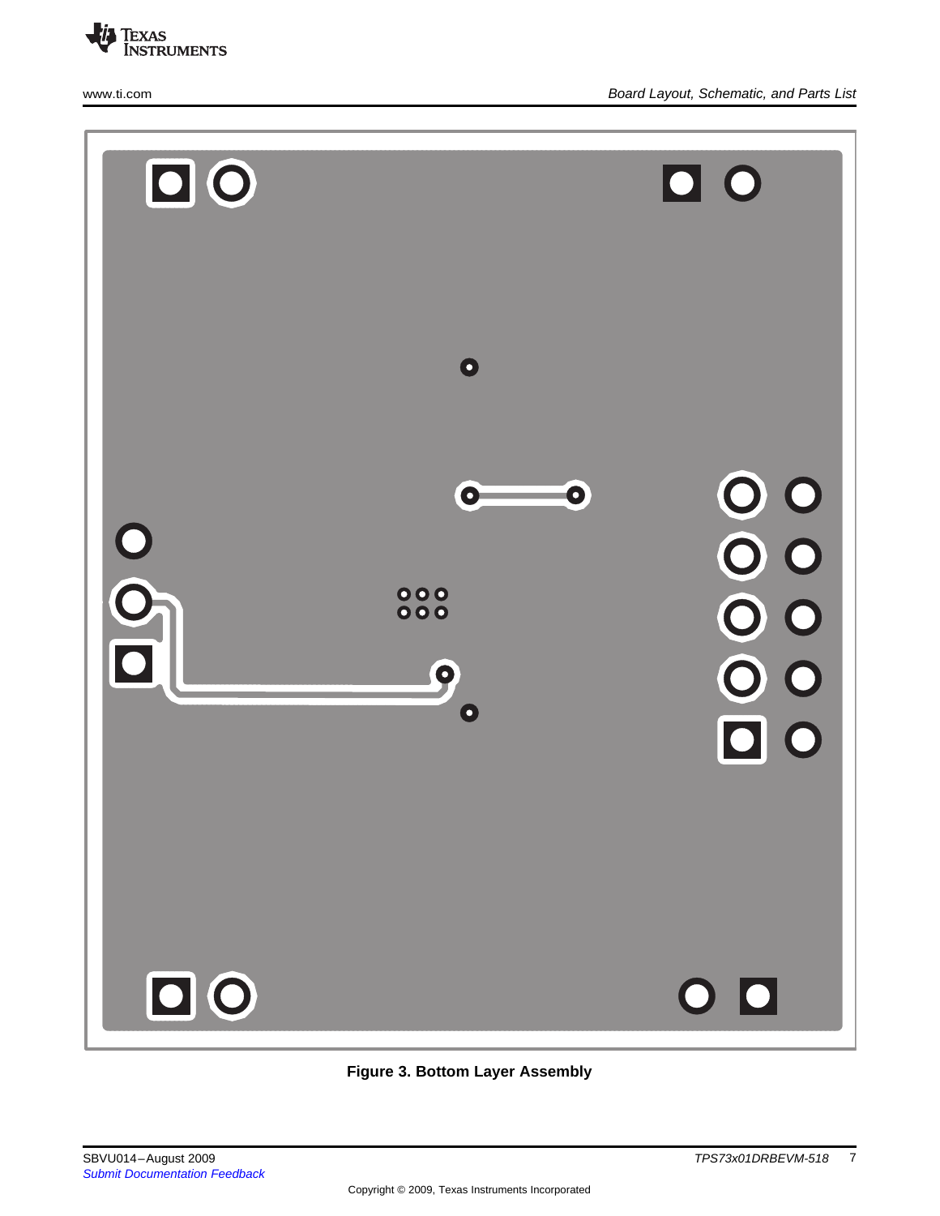Figure 3. Bottom Layer Assembly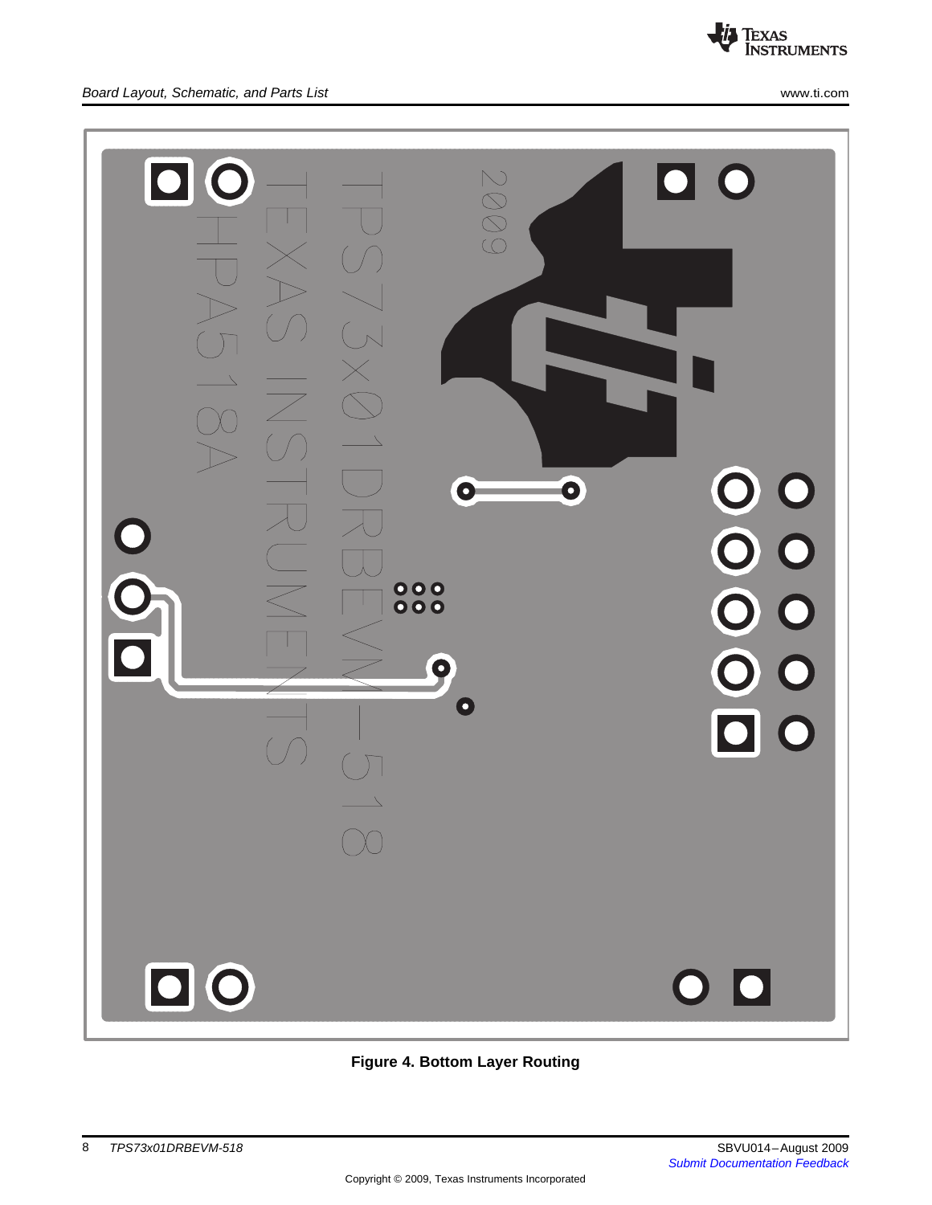Figure 4. Bottom Layer Routing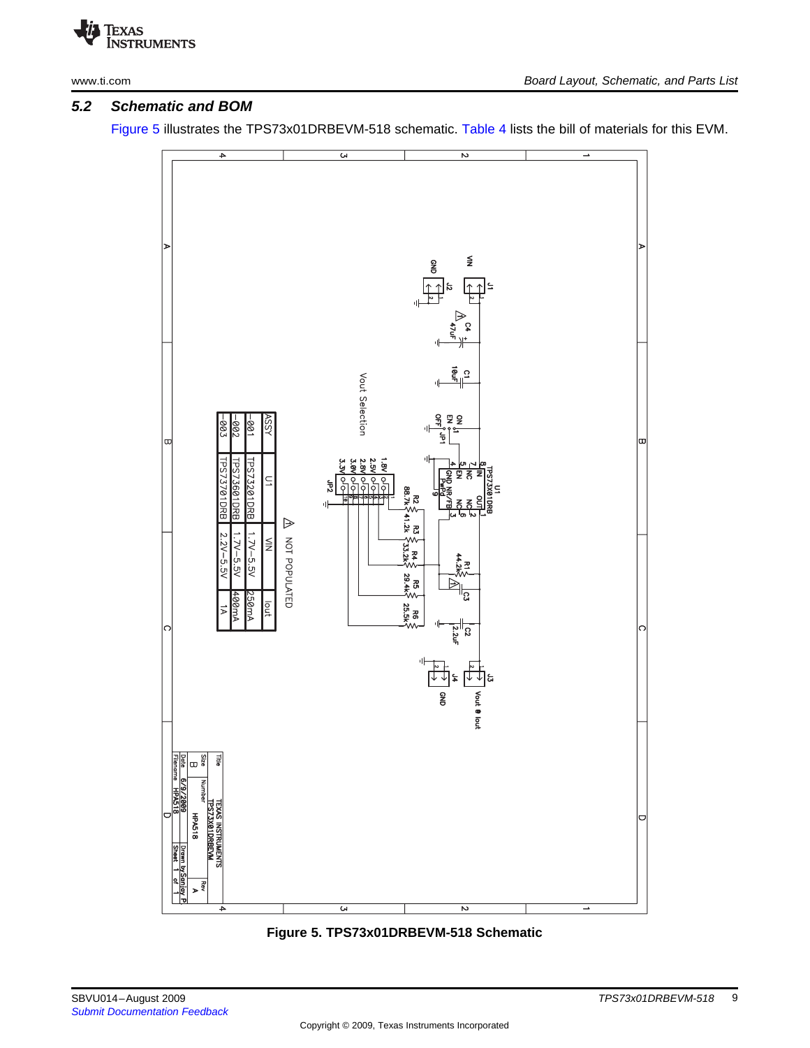### 5.2 Schematic and BOM

Figure 5 illustrates the TPS73x01DRBEVM-518 schematic. Table 4 lists the bill of materials for this EVM.

| ASSY | U1 | VIN | Iout |
|---|---|---|---|
| -001 | TPS73201DRB | 1.7V–5.5V | 250mA |
| -002 | TPS73601DRB | 1.7V–5.5V | 400mA |
| -003 | TPS73701DRB | 2.2V–5.5V | 1A |

Figure 5. TPS73x01DRBEVM-518 Schematic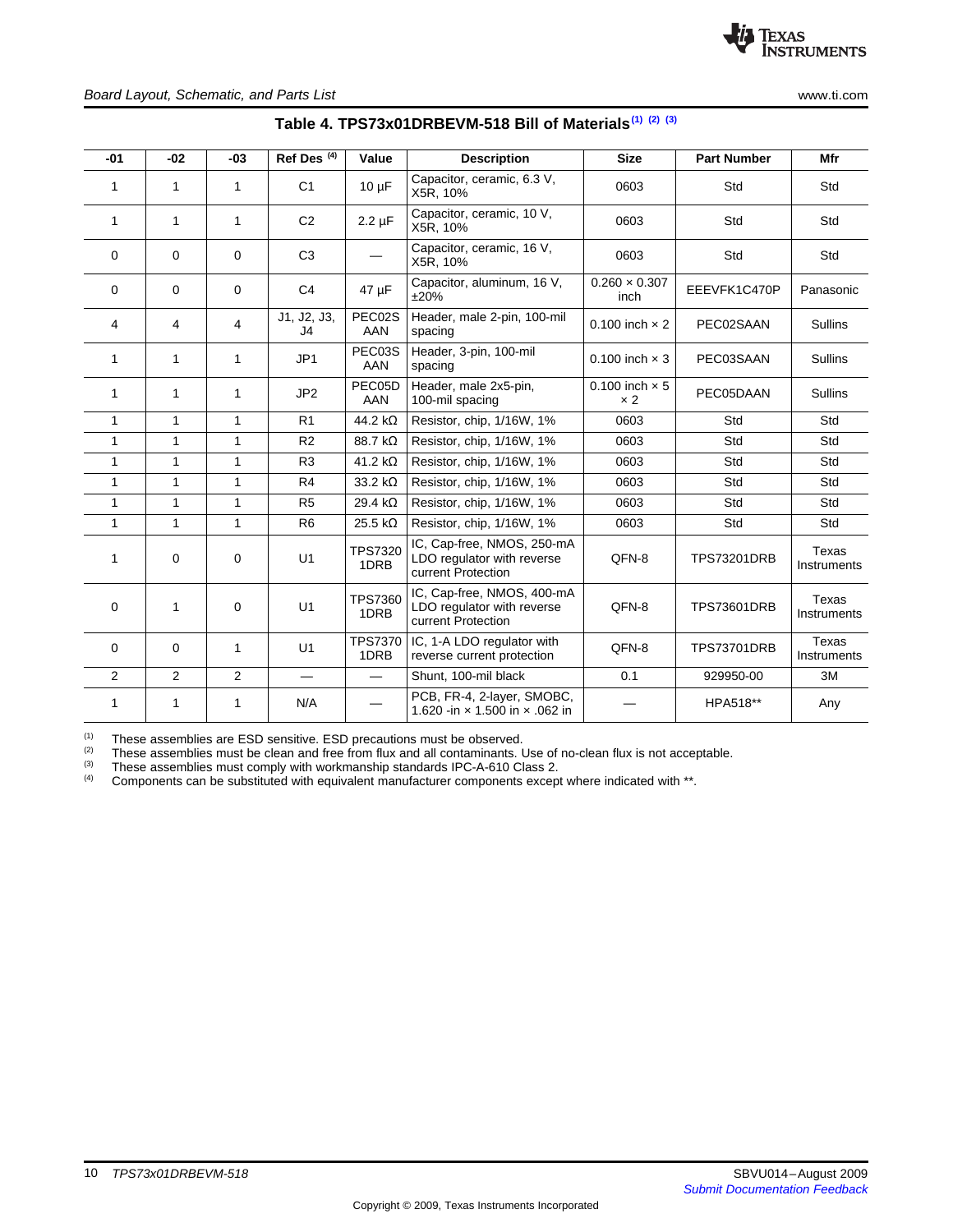**Table 4. TPS73x01DRBEVM-518 Bill of Materials**[1] [2] [3]

| -01 | -02 | -03 | Ref Des [4] | Value | Description | Size | Part Number | Mfr |
|---|---|---|---|---|---|---|---|---|
| 1 | 1 | 1 | C1 | 10 µF | Capacitor, ceramic, 6.3 V, X5R, 10% | 0603 | Std | Std |
| 1 | 1 | 1 | C2 | 2.2 µF | Capacitor, ceramic, 10 V, X5R, 10% | 0603 | Std | Std |
| 0 | 0 | 0 | C3 | — | Capacitor, ceramic, 16 V, X5R, 10% | 0603 | Std | Std |
| 0 | 0 | 0 | C4 | 47 µF | Capacitor, aluminum, 16 V, ±20% | 0.260 × 0.307 inch | EEEVFK1C470P | Panasonic |
| 4 | 4 | 4 | J1, J2, J3, J4 | PEC02SAAN | Header, male 2-pin, 100-mil spacing | 0.100 inch × 2 | PEC02SAAN | Sullins |
| 1 | 1 | 1 | JP1 | PEC03SAAN | Header, 3-pin, 100-mil spacing | 0.100 inch × 3 | PEC03SAAN | Sullins |
| 1 | 1 | 1 | JP2 | PEC05DAAN | Header, male 2x5-pin, 100-mil spacing | 0.100 inch × 5 × 2 | PEC05DAAN | Sullins |
| 1 | 1 | 1 | R1 | 44.2 kΩ | Resistor, chip, 1/16W, 1% | 0603 | Std | Std |
| 1 | 1 | 1 | R2 | 88.7 kΩ | Resistor, chip, 1/16W, 1% | 0603 | Std | Std |
| 1 | 1 | 1 | R3 | 41.2 kΩ | Resistor, chip, 1/16W, 1% | 0603 | Std | Std |
| 1 | 1 | 1 | R4 | 33.2 kΩ | Resistor, chip, 1/16W, 1% | 0603 | Std | Std |
| 1 | 1 | 1 | R5 | 29.4 kΩ | Resistor, chip, 1/16W, 1% | 0603 | Std | Std |
| 1 | 1 | 1 | R6 | 25.5 kΩ | Resistor, chip, 1/16W, 1% | 0603 | Std | Std |
| 1 | 0 | 0 | U1 | TPS73201DRB | IC, Cap-free, NMOS, 250-mA LDO regulator with reverse current Protection | QFN-8 | TPS73201DRB | Texas Instruments |
| 0 | 1 | 0 | U1 | TPS73601DRB | IC, Cap-free, NMOS, 400-mA LDO regulator with reverse current Protection | QFN-8 | TPS73601DRB | Texas Instruments |
| 0 | 0 | 1 | U1 | TPS73701DRB | IC, 1-A LDO regulator with reverse current protection | QFN-8 | TPS73701DRB | Texas Instruments |
| 2 | 2 | 2 | — | — | Shunt, 100-mil black | 0.1 | 929950-00 | 3M |
| 1 | 1 | 1 | N/A | — | PCB, FR-4, 2-layer, SMOBC, 1.620 -in × 1.500 in × .062 in | — | HPA518** | Any |

[1] These assemblies are ESD sensitive. ESD precautions must be observed.
[2] These assemblies must be clean and free from flux and all contaminants. Use of no-clean flux is not acceptable.
[3] These assemblies must comply with workmanship standards IPC-A-610 Class 2.
[4] Components can be substituted with equivalent manufacturer components except where indicated with **.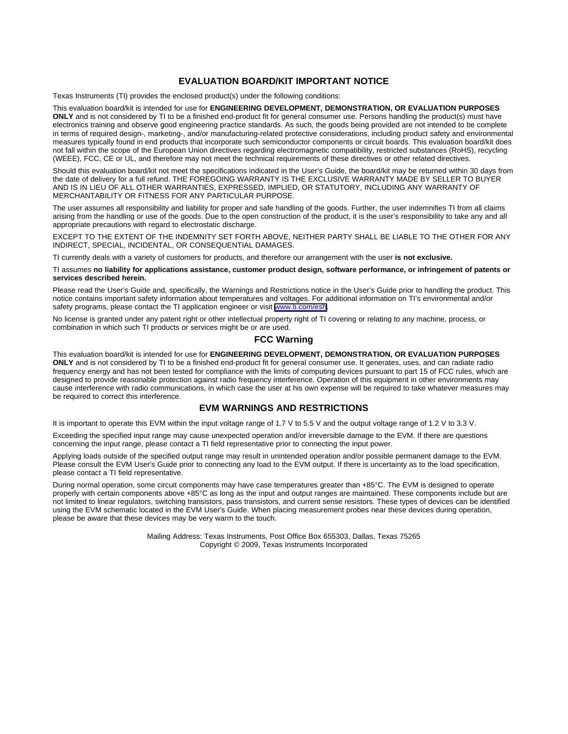## EVALUATION BOARD/KIT IMPORTANT NOTICE

Texas Instruments (TI) provides the enclosed product(s) under the following conditions:

This evaluation board/kit is intended for use for **ENGINEERING DEVELOPMENT, DEMONSTRATION, OR EVALUATION PURPOSES ONLY** and is not considered by TI to be a finished end-product fit for general consumer use. Persons handling the product(s) must have electronics training and observe good engineering practice standards. As such, the goods being provided are not intended to be complete in terms of required design-, marketing-, and/or manufacturing-related protective considerations, including product safety and environmental measures typically found in end products that incorporate such semiconductor components or circuit boards. This evaluation board/kit does not fall within the scope of the European Union directives regarding electromagnetic compatibility, restricted substances (RoHS), recycling (WEEE), FCC, CE or UL, and therefore may not meet the technical requirements of these directives or other related directives.

Should this evaluation board/kit not meet the specifications indicated in the User's Guide, the board/kit may be returned within 30 days from the date of delivery for a full refund. THE FOREGOING WARRANTY IS THE EXCLUSIVE WARRANTY MADE BY SELLER TO BUYER AND IS IN LIEU OF ALL OTHER WARRANTIES, EXPRESSED, IMPLIED, OR STATUTORY, INCLUDING ANY WARRANTY OF MERCHANTABILITY OR FITNESS FOR ANY PARTICULAR PURPOSE.

The user assumes all responsibility and liability for proper and safe handling of the goods. Further, the user indemnifies TI from all claims arising from the handling or use of the goods. Due to the open construction of the product, it is the user's responsibility to take any and all appropriate precautions with regard to electrostatic discharge.

EXCEPT TO THE EXTENT OF THE INDEMNITY SET FORTH ABOVE, NEITHER PARTY SHALL BE LIABLE TO THE OTHER FOR ANY INDIRECT, SPECIAL, INCIDENTAL, OR CONSEQUENTIAL DAMAGES.

TI currently deals with a variety of customers for products, and therefore our arrangement with the user **is not exclusive.**

TI assumes **no liability for applications assistance, customer product design, software performance, or infringement of patents or services described herein.**

Please read the User's Guide and, specifically, the Warnings and Restrictions notice in the User's Guide prior to handling the product. This notice contains important safety information about temperatures and voltages. For additional information on TI's environmental and/or safety programs, please contact the TI application engineer or visit www.ti.com/esh.

No license is granted under any patent right or other intellectual property right of TI covering or relating to any machine, process, or combination in which such TI products or services might be or are used.

## FCC Warning

This evaluation board/kit is intended for use for **ENGINEERING DEVELOPMENT, DEMONSTRATION, OR EVALUATION PURPOSES ONLY** and is not considered by TI to be a finished end-product fit for general consumer use. It generates, uses, and can radiate radio frequency energy and has not been tested for compliance with the limits of computing devices pursuant to part 15 of FCC rules, which are designed to provide reasonable protection against radio frequency interference. Operation of this equipment in other environments may cause interference with radio communications, in which case the user at his own expense will be required to take whatever measures may be required to correct this interference.

## EVM WARNINGS AND RESTRICTIONS

It is important to operate this EVM within the input voltage range of 1.7 V to 5.5 V and the output voltage range of 1.2 V to 3.3 V.

Exceeding the specified input range may cause unexpected operation and/or irreversible damage to the EVM. If there are questions concerning the input range, please contact a TI field representative prior to connecting the input power.

Applying loads outside of the specified output range may result in unintended operation and/or possible permanent damage to the EVM. Please consult the EVM User's Guide prior to connecting any load to the EVM output. If there is uncertainty as to the load specification, please contact a TI field representative.

During normal operation, some circuit components may have case temperatures greater than +85°C. The EVM is designed to operate properly with certain components above +85°C as long as the input and output ranges are maintained. These components include but are not limited to linear regulators, switching transistors, pass transistors, and current sense resistors. These types of devices can be identified using the EVM schematic located in the EVM User's Guide. When placing measurement probes near these devices during operation, please be aware that these devices may be very warm to the touch.

Mailing Address: Texas Instruments, Post Office Box 655303, Dallas, Texas 75265
Copyright © 2009, Texas Instruments Incorporated